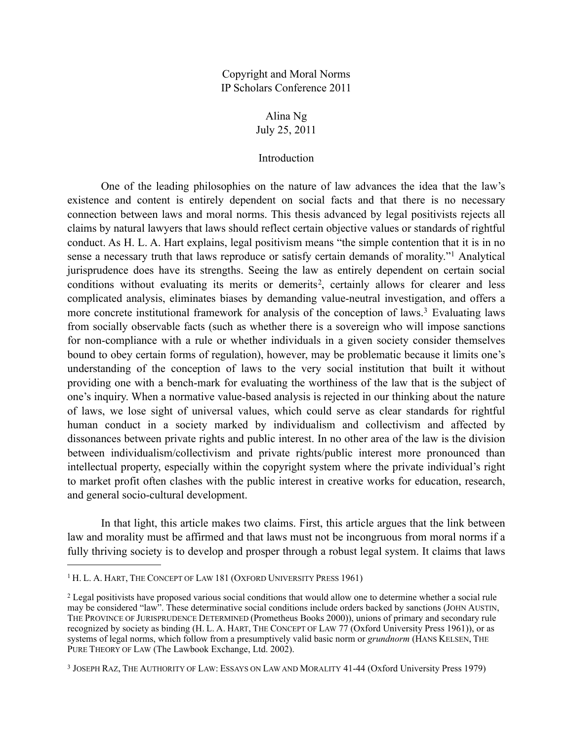# Copyright and Moral Norms

IP Scholars Conference 2011

Alina Ng

July 25, 2011

## Introduction

One of the leading philosophies on the nature of law advances the idea that the law's existence and content is entirely dependent on social facts and that there is no necessary connection between laws and moral norms. This thesis advanced by legal positivists rejects all claims by natural lawyers that laws should reflect certain objective values or standards of rightful conduct. As H. L. A. Hart explains, legal positivism means "the simple contention that it is in no sense a necessary truth that laws reproduce or satisfy certain demands of morality."[1] Analytical jurisprudence does have its strengths. Seeing the law as entirely dependent on certain social conditions without evaluating its merits or demerits[2], certainly allows for clearer and less complicated analysis, eliminates biases by demanding value-neutral investigation, and offers a more concrete institutional framework for analysis of the conception of laws.[3] Evaluating laws from socially observable facts (such as whether there is a sovereign who will impose sanctions for non-compliance with a rule or whether individuals in a given society consider themselves bound to obey certain forms of regulation), however, may be problematic because it limits one's understanding of the conception of laws to the very social institution that built it without providing one with a bench-mark for evaluating the worthiness of the law that is the subject of one's inquiry. When a normative value-based analysis is rejected in our thinking about the nature of laws, we lose sight of universal values, which could serve as clear standards for rightful human conduct in a society marked by individualism and collectivism and affected by dissonances between private rights and public interest. In no other area of the law is the division between individualism/collectivism and private rights/public interest more pronounced than intellectual property, especially within the copyright system where the private individual's right to market profit often clashes with the public interest in creative works for education, research, and general socio-cultural development.

In that light, this article makes two claims. First, this article argues that the link between law and morality must be affirmed and that laws must not be incongruous from moral norms if a fully thriving society is to develop and prosper through a robust legal system. It claims that laws

---

[1] H. L. A. HART, THE CONCEPT OF LAW 181 (OXFORD UNIVERSITY PRESS 1961)

[2] Legal positivists have proposed various social conditions that would allow one to determine whether a social rule may be considered "law". These determinative social conditions include orders backed by sanctions (JOHN AUSTIN, THE PROVINCE OF JURISPRUDENCE DETERMINED (Prometheus Books 2000)), unions of primary and secondary rule recognized by society as binding (H. L. A. HART, THE CONCEPT OF LAW 77 (Oxford University Press 1961)), or as systems of legal norms, which follow from a presumptively valid basic norm or *grundnorm* (HANS KELSEN, THE PURE THEORY OF LAW (The Lawbook Exchange, Ltd. 2002).

[3] JOSEPH RAZ, THE AUTHORITY OF LAW: ESSAYS ON LAW AND MORALITY 41-44 (Oxford University Press 1979)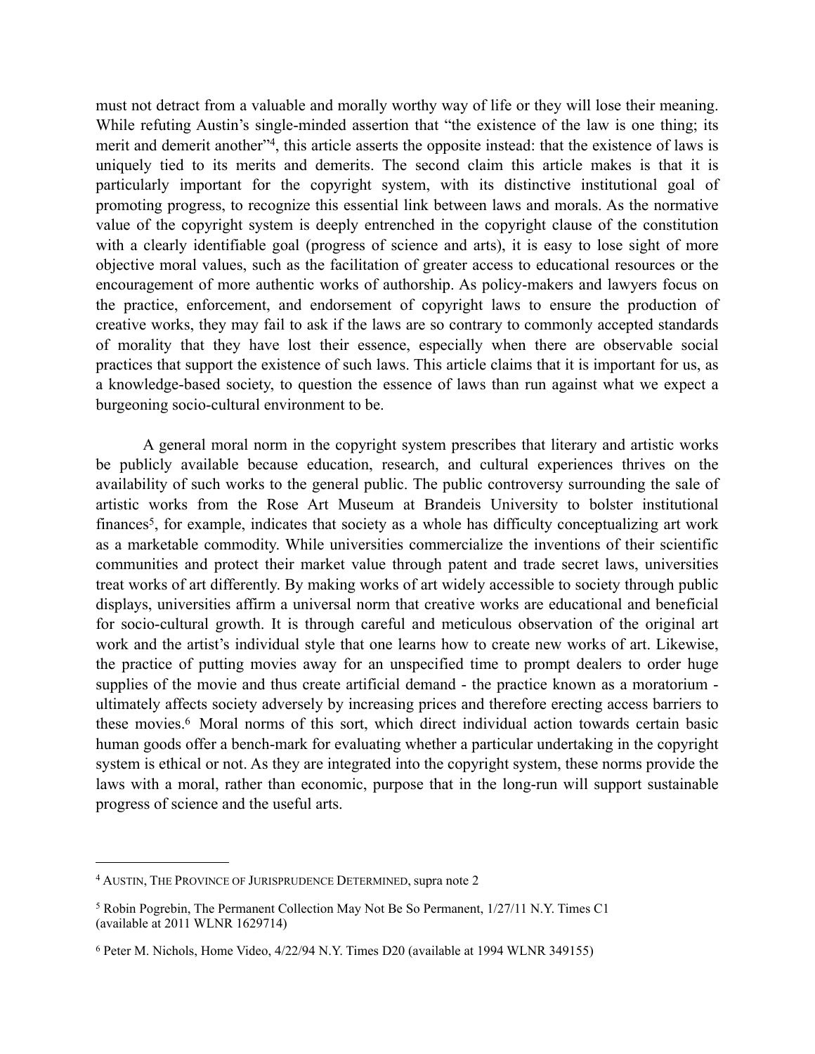must not detract from a valuable and morally worthy way of life or they will lose their meaning. While refuting Austin's single-minded assertion that "the existence of the law is one thing; its merit and demerit another"[4], this article asserts the opposite instead: that the existence of laws is uniquely tied to its merits and demerits. The second claim this article makes is that it is particularly important for the copyright system, with its distinctive institutional goal of promoting progress, to recognize this essential link between laws and morals. As the normative value of the copyright system is deeply entrenched in the copyright clause of the constitution with a clearly identifiable goal (progress of science and arts), it is easy to lose sight of more objective moral values, such as the facilitation of greater access to educational resources or the encouragement of more authentic works of authorship. As policy-makers and lawyers focus on the practice, enforcement, and endorsement of copyright laws to ensure the production of creative works, they may fail to ask if the laws are so contrary to commonly accepted standards of morality that they have lost their essence, especially when there are observable social practices that support the existence of such laws. This article claims that it is important for us, as a knowledge-based society, to question the essence of laws than run against what we expect a burgeoning socio-cultural environment to be.

A general moral norm in the copyright system prescribes that literary and artistic works be publicly available because education, research, and cultural experiences thrives on the availability of such works to the general public. The public controversy surrounding the sale of artistic works from the Rose Art Museum at Brandeis University to bolster institutional finances[5], for example, indicates that society as a whole has difficulty conceptualizing art work as a marketable commodity. While universities commercialize the inventions of their scientific communities and protect their market value through patent and trade secret laws, universities treat works of art differently. By making works of art widely accessible to society through public displays, universities affirm a universal norm that creative works are educational and beneficial for socio-cultural growth. It is through careful and meticulous observation of the original art work and the artist's individual style that one learns how to create new works of art. Likewise, the practice of putting movies away for an unspecified time to prompt dealers to order huge supplies of the movie and thus create artificial demand - the practice known as a moratorium - ultimately affects society adversely by increasing prices and therefore erecting access barriers to these movies.[6] Moral norms of this sort, which direct individual action towards certain basic human goods offer a bench-mark for evaluating whether a particular undertaking in the copyright system is ethical or not. As they are integrated into the copyright system, these norms provide the laws with a moral, rather than economic, purpose that in the long-run will support sustainable progress of science and the useful arts.

---

[4] AUSTIN, THE PROVINCE OF JURISPRUDENCE DETERMINED, supra note 2

[5] Robin Pogrebin, The Permanent Collection May Not Be So Permanent, 1/27/11 N.Y. Times C1 (available at 2011 WLNR 1629714)

[6] Peter M. Nichols, Home Video, 4/22/94 N.Y. Times D20 (available at 1994 WLNR 349155)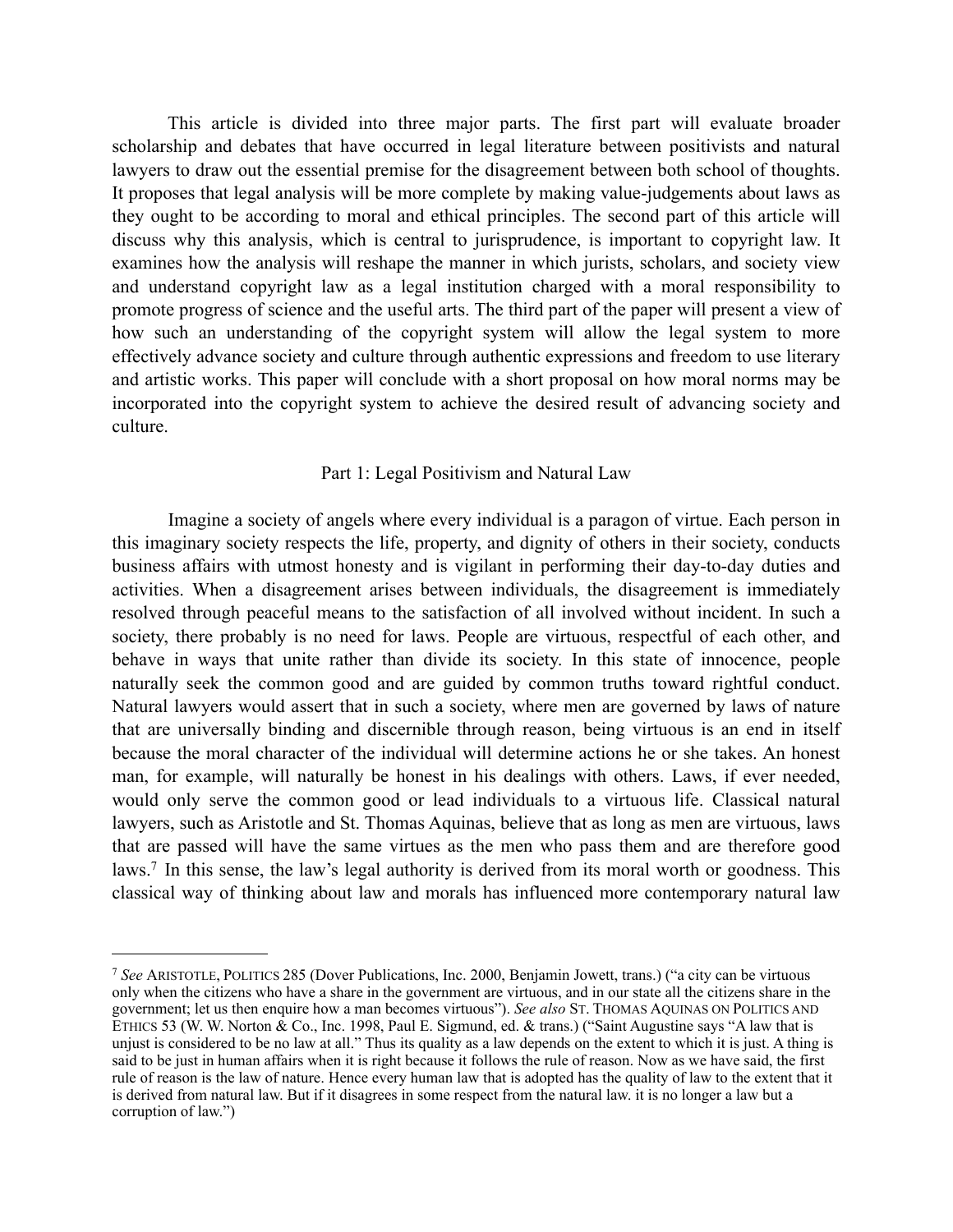This article is divided into three major parts. The first part will evaluate broader scholarship and debates that have occurred in legal literature between positivists and natural lawyers to draw out the essential premise for the disagreement between both school of thoughts. It proposes that legal analysis will be more complete by making value-judgements about laws as they ought to be according to moral and ethical principles. The second part of this article will discuss why this analysis, which is central to jurisprudence, is important to copyright law. It examines how the analysis will reshape the manner in which jurists, scholars, and society view and understand copyright law as a legal institution charged with a moral responsibility to promote progress of science and the useful arts. The third part of the paper will present a view of how such an understanding of the copyright system will allow the legal system to more effectively advance society and culture through authentic expressions and freedom to use literary and artistic works. This paper will conclude with a short proposal on how moral norms may be incorporated into the copyright system to achieve the desired result of advancing society and culture.

## Part 1: Legal Positivism and Natural Law

Imagine a society of angels where every individual is a paragon of virtue. Each person in this imaginary society respects the life, property, and dignity of others in their society, conducts business affairs with utmost honesty and is vigilant in performing their day-to-day duties and activities. When a disagreement arises between individuals, the disagreement is immediately resolved through peaceful means to the satisfaction of all involved without incident. In such a society, there probably is no need for laws. People are virtuous, respectful of each other, and behave in ways that unite rather than divide its society. In this state of innocence, people naturally seek the common good and are guided by common truths toward rightful conduct. Natural lawyers would assert that in such a society, where men are governed by laws of nature that are universally binding and discernible through reason, being virtuous is an end in itself because the moral character of the individual will determine actions he or she takes. An honest man, for example, will naturally be honest in his dealings with others. Laws, if ever needed, would only serve the common good or lead individuals to a virtuous life. Classical natural lawyers, such as Aristotle and St. Thomas Aquinas, believe that as long as men are virtuous, laws that are passed will have the same virtues as the men who pass them and are therefore good laws.[7] In this sense, the law's legal authority is derived from its moral worth or goodness. This classical way of thinking about law and morals has influenced more contemporary natural law

---

[7] *See* ARISTOTLE, POLITICS 285 (Dover Publications, Inc. 2000, Benjamin Jowett, trans.) ("a city can be virtuous only when the citizens who have a share in the government are virtuous, and in our state all the citizens share in the government; let us then enquire how a man becomes virtuous"). *See also* ST. THOMAS AQUINAS ON POLITICS AND ETHICS 53 (W. W. Norton & Co., Inc. 1998, Paul E. Sigmund, ed. & trans.) ("Saint Augustine says "A law that is unjust is considered to be no law at all." Thus its quality as a law depends on the extent to which it is just. A thing is said to be just in human affairs when it is right because it follows the rule of reason. Now as we have said, the first rule of reason is the law of nature. Hence every human law that is adopted has the quality of law to the extent that it is derived from natural law. But if it disagrees in some respect from the natural law. it is no longer a law but a corruption of law.")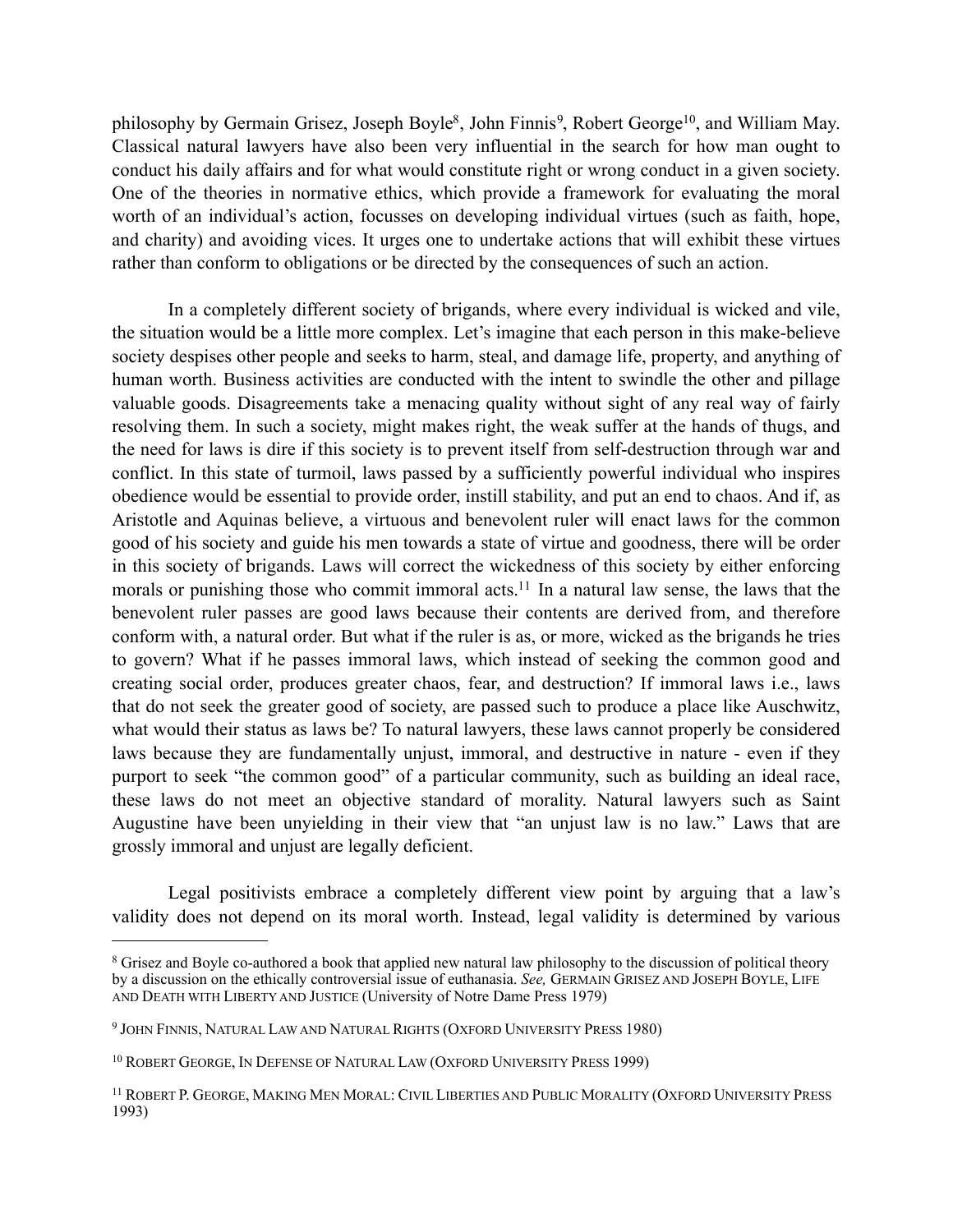philosophy by Germain Grisez, Joseph Boyle[8], John Finnis[9], Robert George[10], and William May. Classical natural lawyers have also been very influential in the search for how man ought to conduct his daily affairs and for what would constitute right or wrong conduct in a given society. One of the theories in normative ethics, which provide a framework for evaluating the moral worth of an individual's action, focusses on developing individual virtues (such as faith, hope, and charity) and avoiding vices. It urges one to undertake actions that will exhibit these virtues rather than conform to obligations or be directed by the consequences of such an action.

In a completely different society of brigands, where every individual is wicked and vile, the situation would be a little more complex. Let's imagine that each person in this make-believe society despises other people and seeks to harm, steal, and damage life, property, and anything of human worth. Business activities are conducted with the intent to swindle the other and pillage valuable goods. Disagreements take a menacing quality without sight of any real way of fairly resolving them. In such a society, might makes right, the weak suffer at the hands of thugs, and the need for laws is dire if this society is to prevent itself from self-destruction through war and conflict. In this state of turmoil, laws passed by a sufficiently powerful individual who inspires obedience would be essential to provide order, instill stability, and put an end to chaos. And if, as Aristotle and Aquinas believe, a virtuous and benevolent ruler will enact laws for the common good of his society and guide his men towards a state of virtue and goodness, there will be order in this society of brigands. Laws will correct the wickedness of this society by either enforcing morals or punishing those who commit immoral acts.[11] In a natural law sense, the laws that the benevolent ruler passes are good laws because their contents are derived from, and therefore conform with, a natural order. But what if the ruler is as, or more, wicked as the brigands he tries to govern? What if he passes immoral laws, which instead of seeking the common good and creating social order, produces greater chaos, fear, and destruction? If immoral laws i.e., laws that do not seek the greater good of society, are passed such to produce a place like Auschwitz, what would their status as laws be? To natural lawyers, these laws cannot properly be considered laws because they are fundamentally unjust, immoral, and destructive in nature - even if they purport to seek "the common good" of a particular community, such as building an ideal race, these laws do not meet an objective standard of morality. Natural lawyers such as Saint Augustine have been unyielding in their view that "an unjust law is no law." Laws that are grossly immoral and unjust are legally deficient.

Legal positivists embrace a completely different view point by arguing that a law's validity does not depend on its moral worth. Instead, legal validity is determined by various

---

[8] Grisez and Boyle co-authored a book that applied new natural law philosophy to the discussion of political theory by a discussion on the ethically controversial issue of euthanasia. *See,* GERMAIN GRISEZ AND JOSEPH BOYLE, LIFE AND DEATH WITH LIBERTY AND JUSTICE (University of Notre Dame Press 1979)

[9] JOHN FINNIS, NATURAL LAW AND NATURAL RIGHTS (OXFORD UNIVERSITY PRESS 1980)

[10] ROBERT GEORGE, IN DEFENSE OF NATURAL LAW (OXFORD UNIVERSITY PRESS 1999)

[11] ROBERT P. GEORGE, MAKING MEN MORAL: CIVIL LIBERTIES AND PUBLIC MORALITY (OXFORD UNIVERSITY PRESS 1993)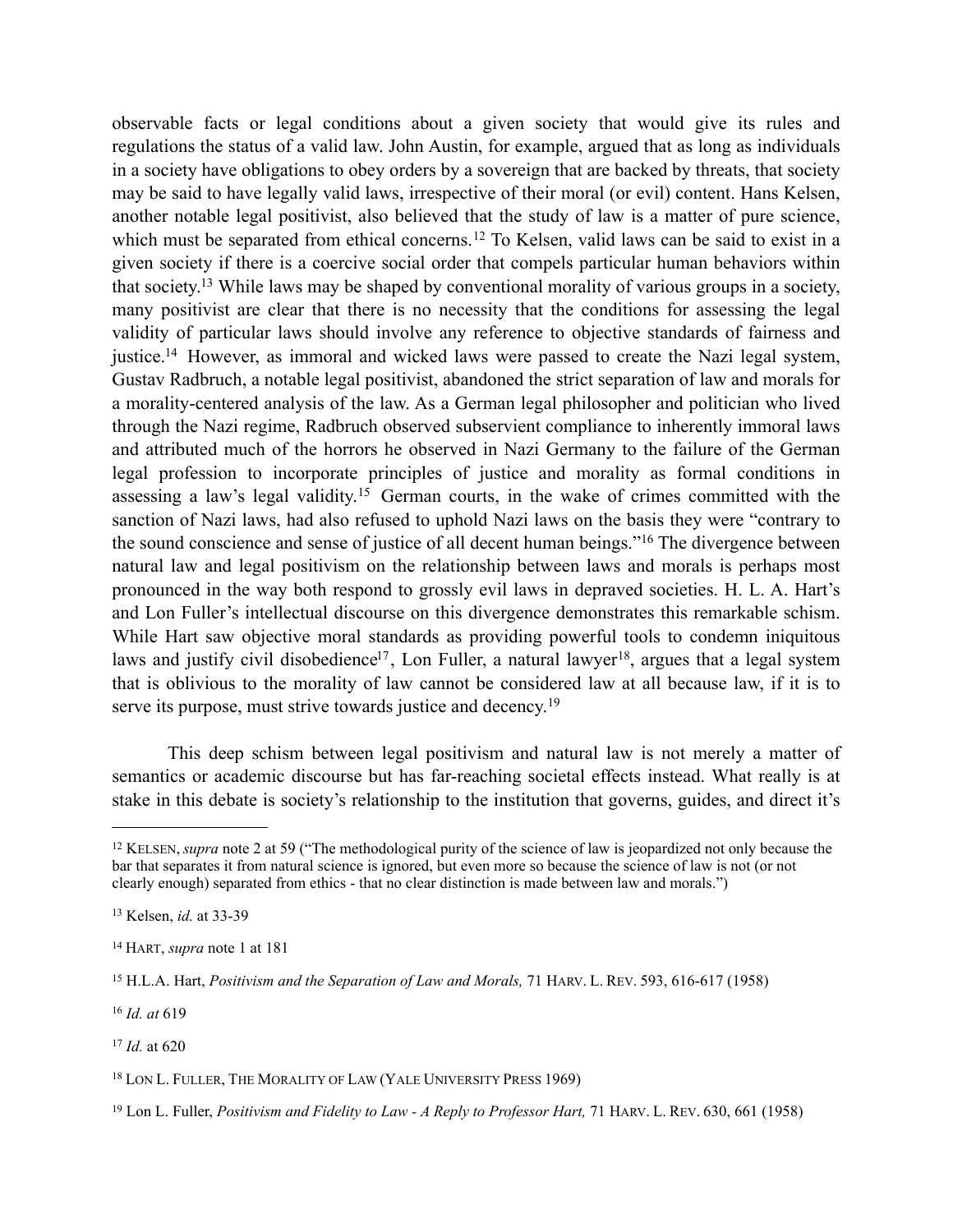observable facts or legal conditions about a given society that would give its rules and regulations the status of a valid law. John Austin, for example, argued that as long as individuals in a society have obligations to obey orders by a sovereign that are backed by threats, that society may be said to have legally valid laws, irrespective of their moral (or evil) content. Hans Kelsen, another notable legal positivist, also believed that the study of law is a matter of pure science, which must be separated from ethical concerns.[12] To Kelsen, valid laws can be said to exist in a given society if there is a coercive social order that compels particular human behaviors within that society.[13] While laws may be shaped by conventional morality of various groups in a society, many positivist are clear that there is no necessity that the conditions for assessing the legal validity of particular laws should involve any reference to objective standards of fairness and justice.[14] However, as immoral and wicked laws were passed to create the Nazi legal system, Gustav Radbruch, a notable legal positivist, abandoned the strict separation of law and morals for a morality-centered analysis of the law. As a German legal philosopher and politician who lived through the Nazi regime, Radbruch observed subservient compliance to inherently immoral laws and attributed much of the horrors he observed in Nazi Germany to the failure of the German legal profession to incorporate principles of justice and morality as formal conditions in assessing a law's legal validity.[15] German courts, in the wake of crimes committed with the sanction of Nazi laws, had also refused to uphold Nazi laws on the basis they were "contrary to the sound conscience and sense of justice of all decent human beings."[16] The divergence between natural law and legal positivism on the relationship between laws and morals is perhaps most pronounced in the way both respond to grossly evil laws in depraved societies. H. L. A. Hart's and Lon Fuller's intellectual discourse on this divergence demonstrates this remarkable schism. While Hart saw objective moral standards as providing powerful tools to condemn iniquitous laws and justify civil disobedience[17], Lon Fuller, a natural lawyer[18], argues that a legal system that is oblivious to the morality of law cannot be considered law at all because law, if it is to serve its purpose, must strive towards justice and decency.[19]

This deep schism between legal positivism and natural law is not merely a matter of semantics or academic discourse but has far-reaching societal effects instead. What really is at stake in this debate is society's relationship to the institution that governs, guides, and direct it's

---

[12] KELSEN, *supra* note 2 at 59 ("The methodological purity of the science of law is jeopardized not only because the bar that separates it from natural science is ignored, but even more so because the science of law is not (or not clearly enough) separated from ethics - that no clear distinction is made between law and morals.")

[13] Kelsen, *id.* at 33-39

[14] HART, *supra* note 1 at 181

[15] H.L.A. Hart, *Positivism and the Separation of Law and Morals,* 71 HARV. L. REV. 593, 616-617 (1958)

[16] *Id. at* 619

[17] *Id.* at 620

[18] LON L. FULLER, THE MORALITY OF LAW (YALE UNIVERSITY PRESS 1969)

[19] Lon L. Fuller, *Positivism and Fidelity to Law - A Reply to Professor Hart,* 71 HARV. L. REV. 630, 661 (1958)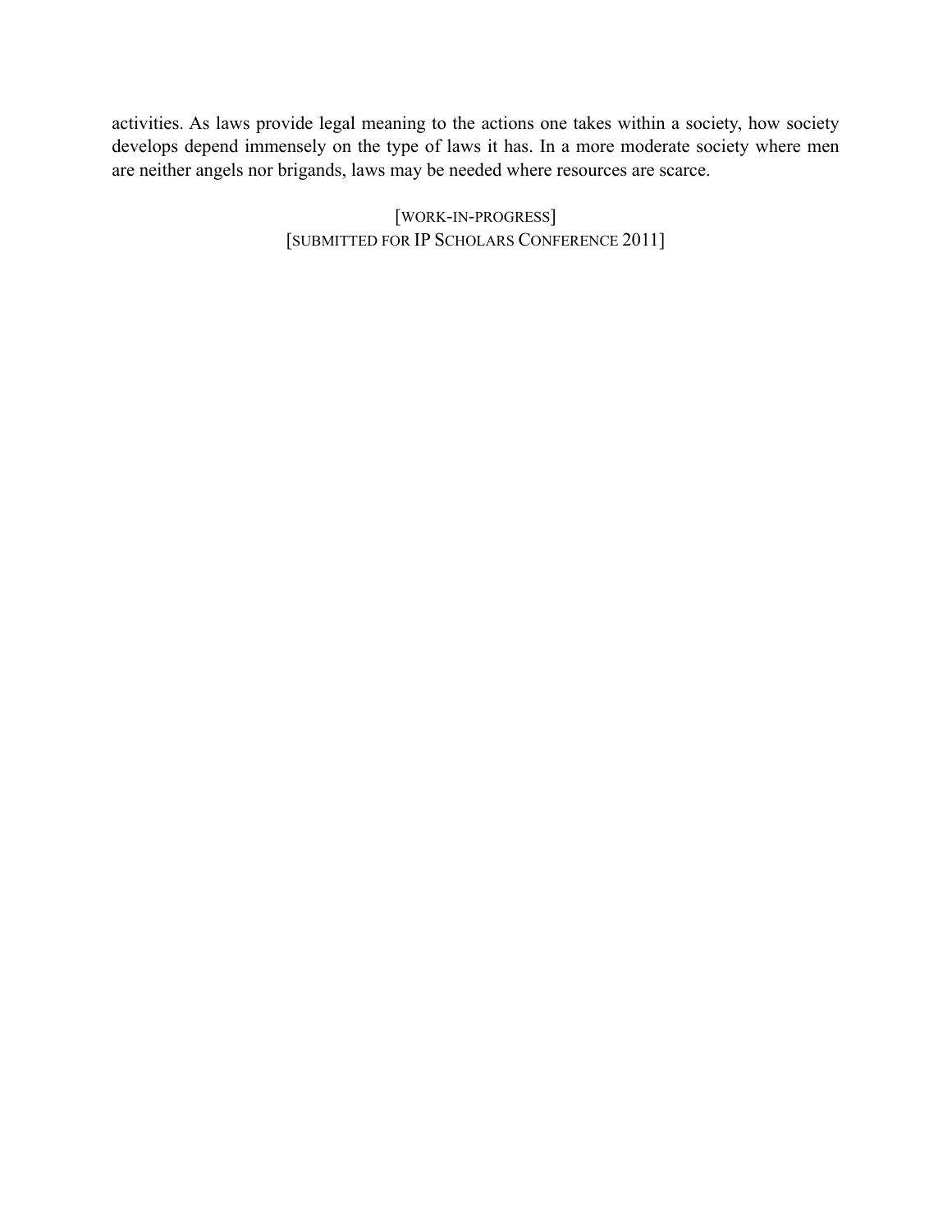activities. As laws provide legal meaning to the actions one takes within a society, how society develops depend immensely on the type of laws it has. In a more moderate society where men are neither angels nor brigands, laws may be needed where resources are scarce.

[WORK-IN-PROGRESS]
[SUBMITTED FOR IP SCHOLARS CONFERENCE 2011]